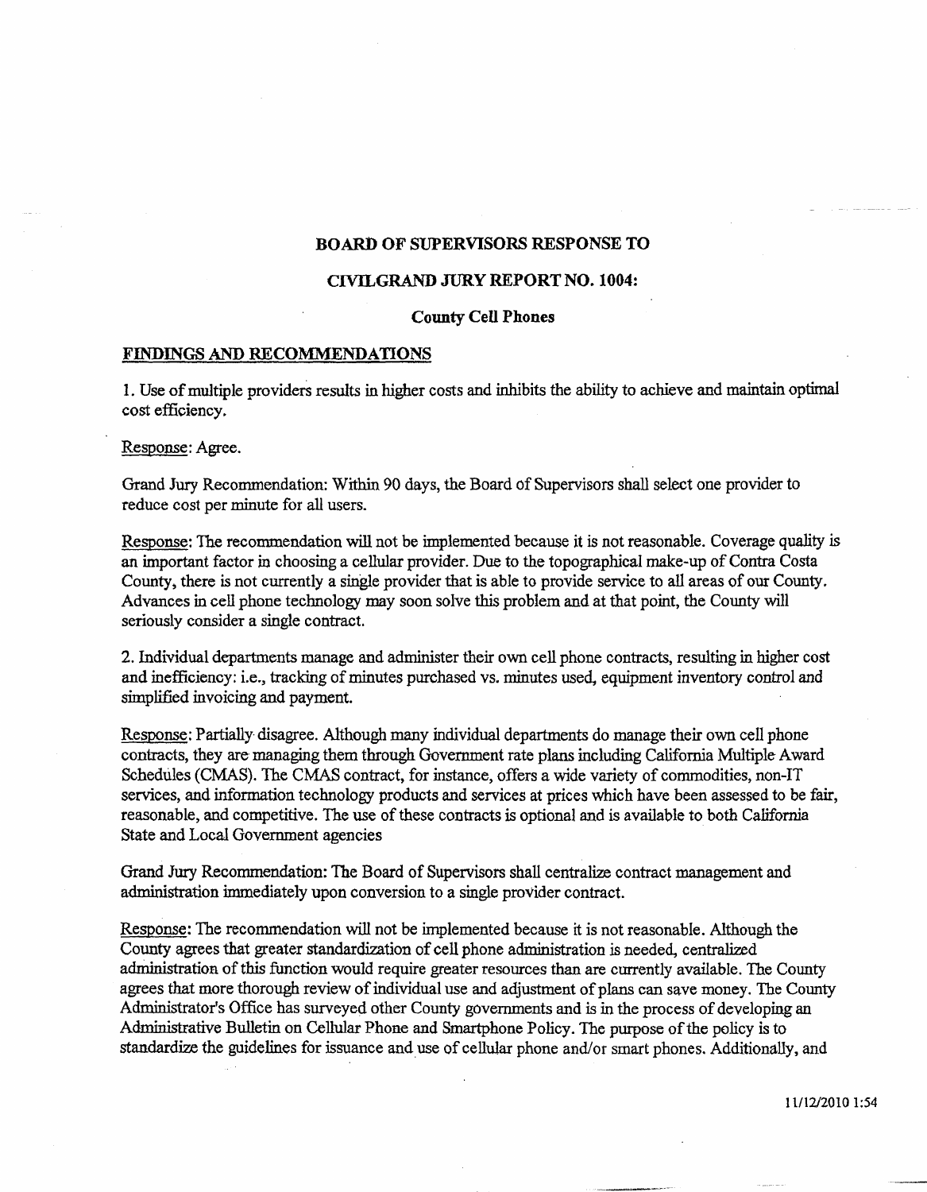**BOARD OF SUPERVISORS RESPONSE TO**

**CIVILGRAND JURY REPORT NO. 1004:**

**County Cell Phones**

**FINDINGS AND RECOMMENDATIONS**

1. Use of multiple providers results in higher costs and inhibits the ability to achieve and maintain optimal cost efficiency.

Response: Agree.

Grand Jury Recommendation: Within 90 days, the Board of Supervisors shall select one provider to reduce cost per minute for all users.

Response: The recommendation will not be implemented because it is not reasonable. Coverage quality is an important factor in choosing a cellular provider. Due to the topographical make-up of Contra Costa County, there is not currently a single provider that is able to provide service to all areas of our County. Advances in cell phone technology may soon solve this problem and at that point, the County will seriously consider a single contract.

2. Individual departments manage and administer their own cell phone contracts, resulting in higher cost and inefficiency: i.e., tracking of minutes purchased vs. minutes used, equipment inventory control and simplified invoicing and payment.

Response: Partially disagree. Although many individual departments do manage their own cell phone contracts, they are managing them through Government rate plans including California Multiple Award Schedules (CMAS). The CMAS contract, for instance, offers a wide variety of commodities, non-IT services, and information technology products and services at prices which have been assessed to be fair, reasonable, and competitive. The use of these contracts is optional and is available to both California State and Local Government agencies

Grand Jury Recommendation: The Board of Supervisors shall centralize contract management and administration immediately upon conversion to a single provider contract.

Response: The recommendation will not be implemented because it is not reasonable. Although the County agrees that greater standardization of cell phone administration is needed, centralized administration of this function would require greater resources than are currently available. The County agrees that more thorough review of individual use and adjustment of plans can save money. The County Administrator's Office has surveyed other County governments and is in the process of developing an Administrative Bulletin on Cellular Phone and Smartphone Policy. The purpose of the policy is to standardize the guidelines for issuance and use of cellular phone and/or smart phones. Additionally, and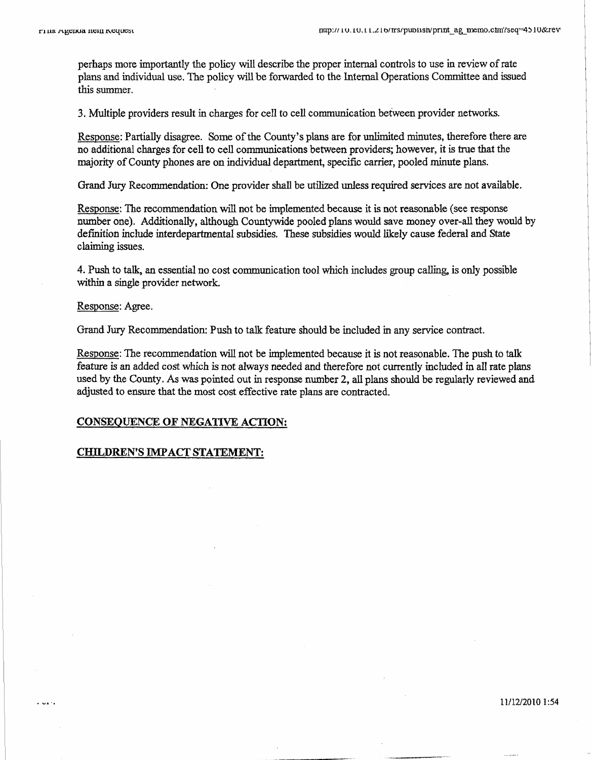perhaps more importantly the policy will describe the proper internal controls to use in review of rate plans and individual use. The policy will be forwarded to the Internal Operations Committee and issued this summer.

3. Multiple providers result in charges for cell to cell communication between provider networks.

Response: Partially disagree. Some of the County's plans are for unlimited minutes, therefore there are no additional charges for cell to cell communications between providers; however, it is true that the majority of County phones are on individual department, specific carrier, pooled minute plans.

Grand Jury Recommendation: One provider shall be utilized unless required services are not available.

Response: The recommendation will not be implemented because it is not reasonable (see response number one). Additionally, although Countywide pooled plans would save money over-all they would by definition include interdepartmental subsidies. These subsidies would likely cause federal and State claiming issues.

4. Push to talk, an essential no cost communication tool which includes group calling, is only possible within a single provider network.

Response: Agree.

Grand Jury Recommendation: Push to talk feature should be included in any service contract.

Response: The recommendation will not be implemented because it is not reasonable. The push to talk feature is an added cost which is not always needed and therefore not currently included in all rate plans used by the County. As was pointed out in response number 2, all plans should be regularly reviewed and adjusted to ensure that the most cost effective rate plans are contracted.

**CONSEQUENCE OF NEGATIVE ACTION:**

**CHILDREN'S IMPACT STATEMENT:**